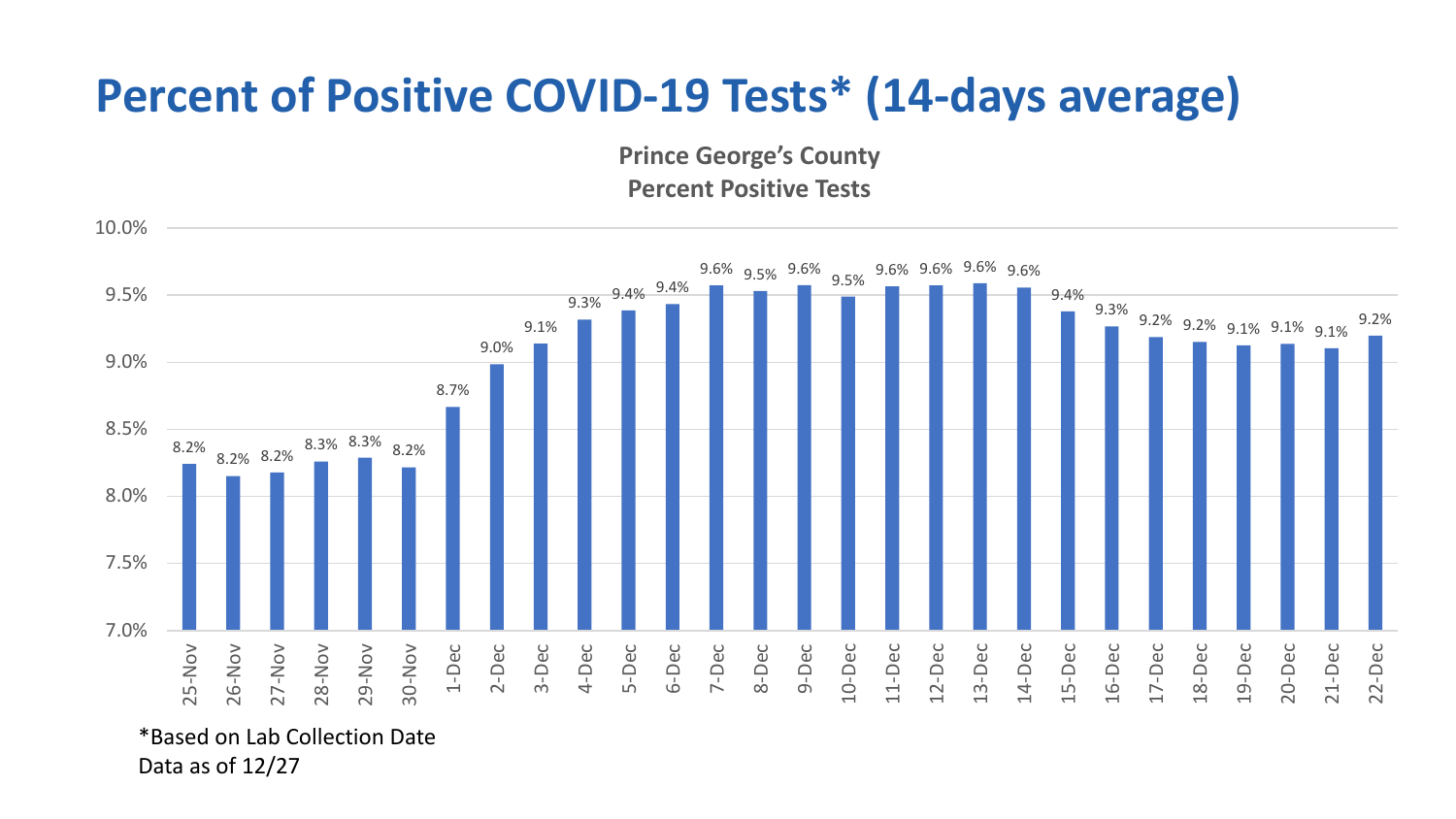# Percent of Positive COVID-19 Tests* (14-days average)

**Prince George's County Percent Positive Tests**

| Date | Percent Positive |
|---|---|
| 25-Nov | 8.2% |
| 26-Nov | 8.2% |
| 27-Nov | 8.2% |
| 28-Nov | 8.3% |
| 29-Nov | 8.3% |
| 30-Nov | 8.2% |
| 1-Dec | 8.7% |
| 2-Dec | 9.0% |
| 3-Dec | 9.1% |
| 4-Dec | 9.3% |
| 5-Dec | 9.4% |
| 6-Dec | 9.4% |
| 7-Dec | 9.6% |
| 8-Dec | 9.5% |
| 9-Dec | 9.6% |
| 10-Dec | 9.5% |
| 11-Dec | 9.6% |
| 12-Dec | 9.6% |
| 13-Dec | 9.6% |
| 14-Dec | 9.6% |
| 15-Dec | 9.4% |
| 16-Dec | 9.3% |
| 17-Dec | 9.2% |
| 18-Dec | 9.2% |
| 19-Dec | 9.1% |
| 20-Dec | 9.1% |
| 21-Dec | 9.1% |
| 22-Dec | 9.2% |

*Based on Lab Collection Date
Data as of 12/27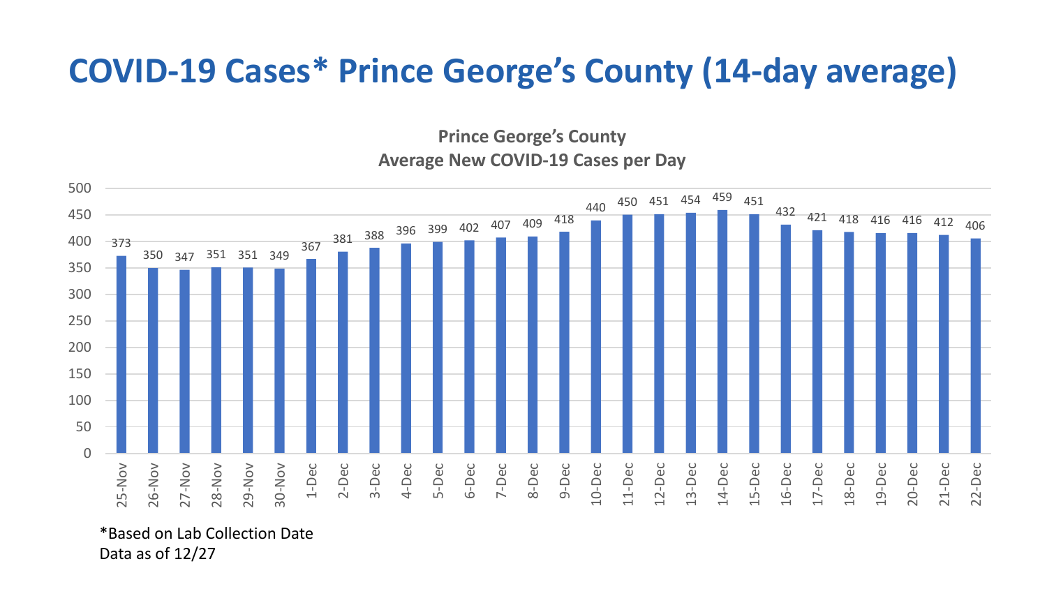# COVID-19 Cases* Prince George's County (14-day average)

**Prince George's County**
**Average New COVID-19 Cases per Day**

| Date | Average New Cases |
|---|---|
| 25-Nov | 373 |
| 26-Nov | 350 |
| 27-Nov | 347 |
| 28-Nov | 351 |
| 29-Nov | 351 |
| 30-Nov | 349 |
| 1-Dec | 367 |
| 2-Dec | 381 |
| 3-Dec | 388 |
| 4-Dec | 396 |
| 5-Dec | 399 |
| 6-Dec | 402 |
| 7-Dec | 407 |
| 8-Dec | 409 |
| 9-Dec | 418 |
| 10-Dec | 440 |
| 11-Dec | 450 |
| 12-Dec | 451 |
| 13-Dec | 454 |
| 14-Dec | 459 |
| 15-Dec | 451 |
| 16-Dec | 432 |
| 17-Dec | 421 |
| 18-Dec | 418 |
| 19-Dec | 416 |
| 20-Dec | 416 |
| 21-Dec | 412 |
| 22-Dec | 406 |

*Based on Lab Collection Date
Data as of 12/27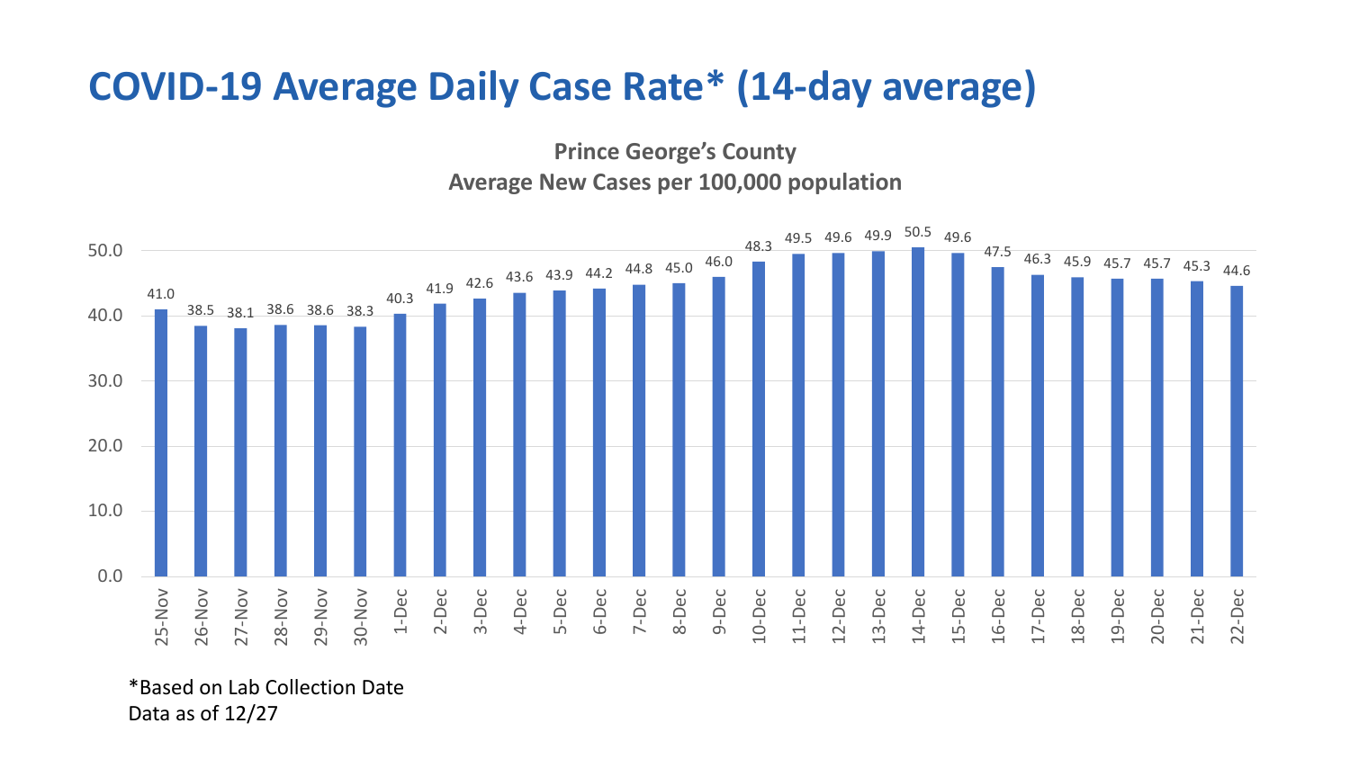# COVID-19 Average Daily Case Rate* (14-day average)

Prince George's County
Average New Cases per 100,000 population

50.0
40.0
30.0
20.0
10.0
0.0

41.0
38.5
38.1
38.6
38.6
38.3
40.3
41.9
42.6
43.6
43.9
44.2
44.8
45.0
46.0
48.3
49.5
49.6
49.9
50.5
49.6
47.5
46.3
45.9
45.7
45.7
45.3
44.6

25-Nov
26-Nov
27-Nov
28-Nov
29-Nov
30-Nov
1-Dec
2-Dec
3-Dec
4-Dec
5-Dec
6-Dec
7-Dec
8-Dec
9-Dec
10-Dec
11-Dec
12-Dec
13-Dec
14-Dec
15-Dec
16-Dec
17-Dec
18-Dec
19-Dec
20-Dec
21-Dec
22-Dec

*Based on Lab Collection Date
Data as of 12/27